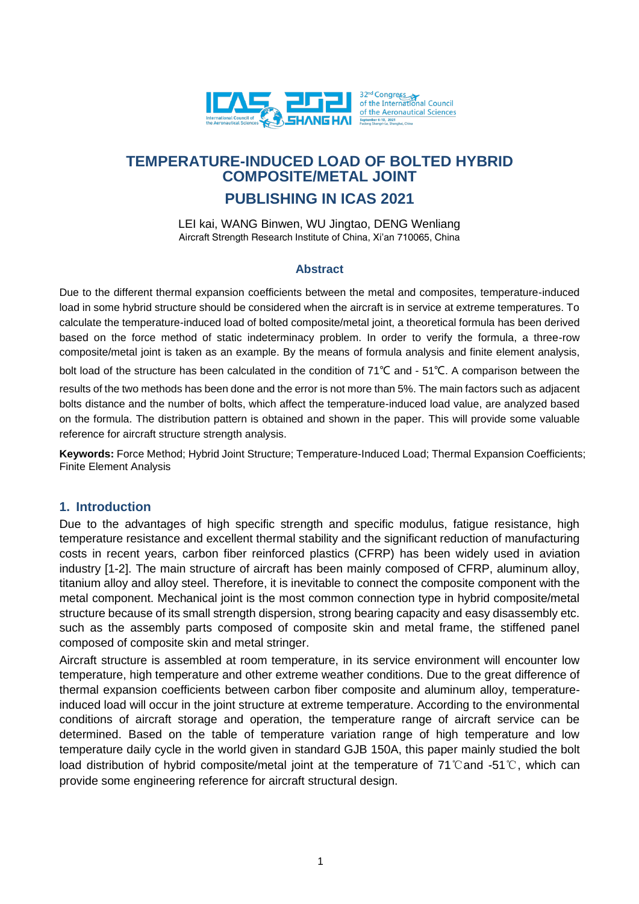# TEMPERATURE-INDUCED LOAD OF BOLTED HYBRID COMPOSITE/METAL JOINT

## PUBLISHING IN ICAS 2021

LEI kai, WANG Binwen, WU Jingtao, DENG Wenliang

Aircraft Strength Research Institute of China, Xi'an 710065, China

### Abstract

Due to the different thermal expansion coefficients between the metal and composites, temperature-induced load in some hybrid structure should be considered when the aircraft is in service at extreme temperatures. To calculate the temperature-induced load of bolted composite/metal joint, a theoretical formula has been derived based on the force method of static indeterminacy problem. In order to verify the formula, a three-row composite/metal joint is taken as an example. By the means of formula analysis and finite element analysis, bolt load of the structure has been calculated in the condition of 71℃ and - 51℃. A comparison between the results of the two methods has been done and the error is not more than 5%. The main factors such as adjacent bolts distance and the number of bolts, which affect the temperature-induced load value, are analyzed based on the formula. The distribution pattern is obtained and shown in the paper. This will provide some valuable reference for aircraft structure strength analysis.

**Keywords:** Force Method; Hybrid Joint Structure; Temperature-Induced Load; Thermal Expansion Coefficients; Finite Element Analysis

## 1. Introduction

Due to the advantages of high specific strength and specific modulus, fatigue resistance, high temperature resistance and excellent thermal stability and the significant reduction of manufacturing costs in recent years, carbon fiber reinforced plastics (CFRP) has been widely used in aviation industry [1-2]. The main structure of aircraft has been mainly composed of CFRP, aluminum alloy, titanium alloy and alloy steel. Therefore, it is inevitable to connect the composite component with the metal component. Mechanical joint is the most common connection type in hybrid composite/metal structure because of its small strength dispersion, strong bearing capacity and easy disassembly etc. such as the assembly parts composed of composite skin and metal frame, the stiffened panel composed of composite skin and metal stringer.

Aircraft structure is assembled at room temperature, in its service environment will encounter low temperature, high temperature and other extreme weather conditions. Due to the great difference of thermal expansion coefficients between carbon fiber composite and aluminum alloy, temperature-induced load will occur in the joint structure at extreme temperature. According to the environmental conditions of aircraft storage and operation, the temperature range of aircraft service can be determined. Based on the table of temperature variation range of high temperature and low temperature daily cycle in the world given in standard GJB 150A, this paper mainly studied the bolt load distribution of hybrid composite/metal joint at the temperature of 71℃and -51℃, which can provide some engineering reference for aircraft structural design.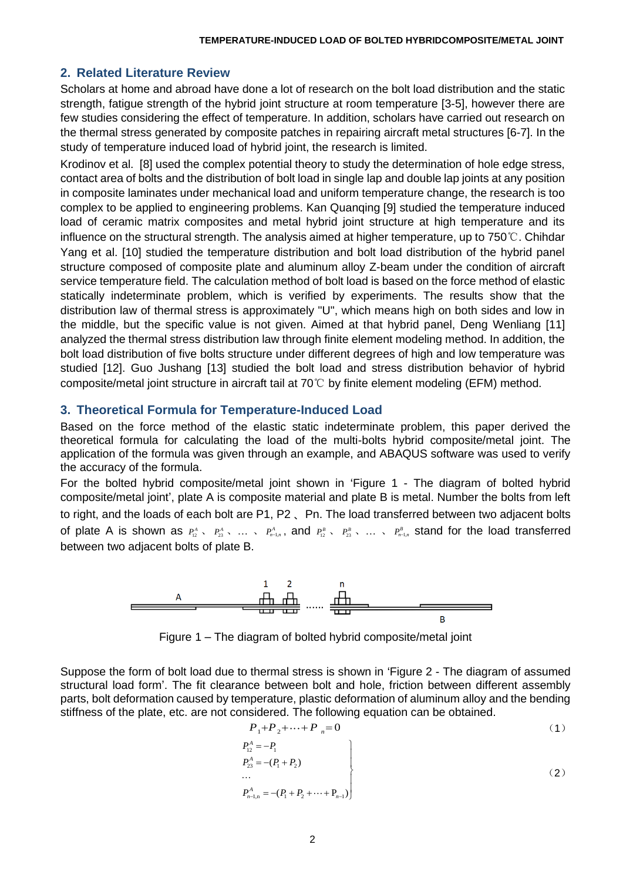## 2. Related Literature Review

Scholars at home and abroad have done a lot of research on the bolt load distribution and the static strength, fatigue strength of the hybrid joint structure at room temperature [3-5], however there are few studies considering the effect of temperature. In addition, scholars have carried out research on the thermal stress generated by composite patches in repairing aircraft metal structures [6-7]. In the study of temperature induced load of hybrid joint, the research is limited.

Krodinov et al. [8] used the complex potential theory to study the determination of hole edge stress, contact area of bolts and the distribution of bolt load in single lap and double lap joints at any position in composite laminates under mechanical load and uniform temperature change, the research is too complex to be applied to engineering problems. Kan Quanqing [9] studied the temperature induced load of ceramic matrix composites and metal hybrid joint structure at high temperature and its influence on the structural strength. The analysis aimed at higher temperature, up to 750℃. Chihdar Yang et al. [10] studied the temperature distribution and bolt load distribution of the hybrid panel structure composed of composite plate and aluminum alloy Z-beam under the condition of aircraft service temperature field. The calculation method of bolt load is based on the force method of elastic statically indeterminate problem, which is verified by experiments. The results show that the distribution law of thermal stress is approximately "U", which means high on both sides and low in the middle, but the specific value is not given. Aimed at that hybrid panel, Deng Wenliang [11] analyzed the thermal stress distribution law through finite element modeling method. In addition, the bolt load distribution of five bolts structure under different degrees of high and low temperature was studied [12]. Guo Jushang [13] studied the bolt load and stress distribution behavior of hybrid composite/metal joint structure in aircraft tail at 70℃ by finite element modeling (EFM) method.

## 3. Theoretical Formula for Temperature-Induced Load

Based on the force method of the elastic static indeterminate problem, this paper derived the theoretical formula for calculating the load of the multi-bolts hybrid composite/metal joint. The application of the formula was given through an example, and ABAQUS software was used to verify the accuracy of the formula.

For the bolted hybrid composite/metal joint shown in 'Figure 1 - The diagram of bolted hybrid composite/metal joint', plate A is composite material and plate B is metal. Number the bolts from left to right, and the loads of each bolt are P1, P2 、Pn. The load transferred between two adjacent bolts of plate A is shown as $P_{12}^A$ 、 $P_{23}^A$ 、 … 、 $P_{n-1,n}^A$, and $P_{12}^B$ 、 $P_{23}^B$ 、 … 、 $P_{n-1,n}^B$ stand for the load transferred between two adjacent bolts of plate B.

A

1 2 …… n

B

Figure 1 – The diagram of bolted hybrid composite/metal joint

Suppose the form of bolt load due to thermal stress is shown in 'Figure 2 - The diagram of assumed structural load form'. The fit clearance between bolt and hole, friction between different assembly parts, bolt deformation caused by temperature, plastic deformation of aluminum alloy and the bending stiffness of the plate, etc. are not considered. The following equation can be obtained.

$$P_1 + P_2 + \cdots + P_n = 0 \tag{1}$$

$$\left.\begin{aligned} P_{12}^A &= -P_1 \\ P_{23}^A &= -(P_1 + P_2) \\ &\cdots \\ P_{n-1,n}^A &= -(P_1 + P_2 + \cdots + P_{n-1}) \end{aligned}\right\} \tag{2}$$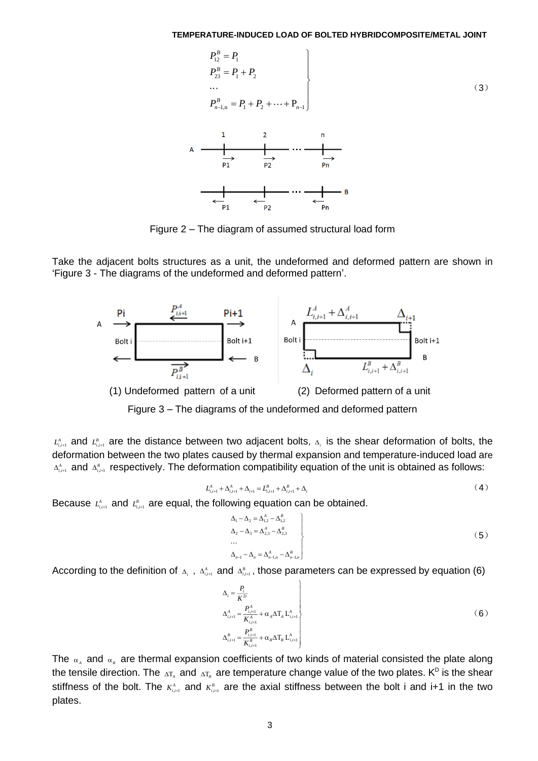$$
\left.\begin{aligned}
P_{12}^{B} &= P_1 \\
P_{23}^{B} &= P_1 + P_2 \\
&\cdots \\
P_{n-1,n}^{B} &= P_1 + P_2 + \cdots + P_{n-1}
\end{aligned}\right\} \tag{3}
$$

A

1 2 n

P1 P2 Pn

B

P1 P2 Pn

Figure 2 – The diagram of assumed structural load form

Take the adjacent bolts structures as a unit, the undeformed and deformed pattern are shown in 'Figure 3 - The diagrams of the undeformed and deformed pattern'.

Pi $P_{i,i+1}^{A}$ Pi+1

A

Bolt i Bolt i+1

B

$P_{i,i+1}^{B}$

$L_{i,i+1}^{A} + \Delta_{i,i+1}^{A}$ $\Delta_{i+1}$

A

Bolt i Bolt i+1

B

$\Delta_i$ $L_{i,i+1}^{B} + \Delta_{i,i+1}^{B}$

(1) Undeformed pattern of a unit (2) Deformed pattern of a unit

Figure 3 – The diagrams of the undeformed and deformed pattern

$L_{i,i+1}^{A}$ and $L_{i,i+1}^{B}$ are the distance between two adjacent bolts, $\Delta_i$ is the shear deformation of bolts, the deformation between the two plates caused by thermal expansion and temperature-induced load are $\Delta_{i,i+1}^{A}$ and $\Delta_{i,i+1}^{B}$ respectively. The deformation compatibility equation of the unit is obtained as follows:

$$
L_{i,i+1}^{A} + \Delta_{i,i+1}^{A} + \Delta_{i+1} = L_{i,i+1}^{B} + \Delta_{i,i+1}^{B} + \Delta_i \tag{4}
$$

Because $L_{i,i+1}^{A}$ and $L_{i,i+1}^{B}$ are equal, the following equation can be obtained.

$$
\left.\begin{aligned}
\Delta_1 - \Delta_2 &= \Delta_{1,2}^{A} - \Delta_{1,2}^{B} \\
\Delta_2 - \Delta_3 &= \Delta_{2,3}^{A} - \Delta_{2,3}^{B} \\
&\cdots \\
\Delta_{n-1} - \Delta_n &= \Delta_{n-1,n}^{A} - \Delta_{n-1,n}^{B}
\end{aligned}\right\} \tag{5}
$$

According to the definition of $\Delta_i$, $\Delta_{i,i+1}^{A}$ and $\Delta_{i,i+1}^{B}$, those parameters can be expressed by equation (6)

$$
\left.\begin{aligned}
\Delta_i &= \frac{P_i}{K^D} \\
\Delta_{i,i+1}^{A} &= \frac{P_{i,i+1}^{A}}{K_{i,i+1}^{A}} + \alpha_A \Delta T_A L_{i,i+1}^{A} \\
\Delta_{i,i+1}^{B} &= \frac{P_{i,i+1}^{B}}{K_{i,i+1}^{B}} + \alpha_B \Delta T_B L_{i,i+1}^{A}
\end{aligned}\right\} \tag{6}
$$

The $\alpha_A$ and $\alpha_B$ are thermal expansion coefficients of two kinds of material consisted the plate along the tensile direction. The $\Delta T_A$ and $\Delta T_B$ are temperature change value of the two plates. $K^D$ is the shear stiffness of the bolt. The $K_{i,i+1}^{A}$ and $K_{i,i+1}^{B}$ are the axial stiffness between the bolt i and i+1 in the two plates.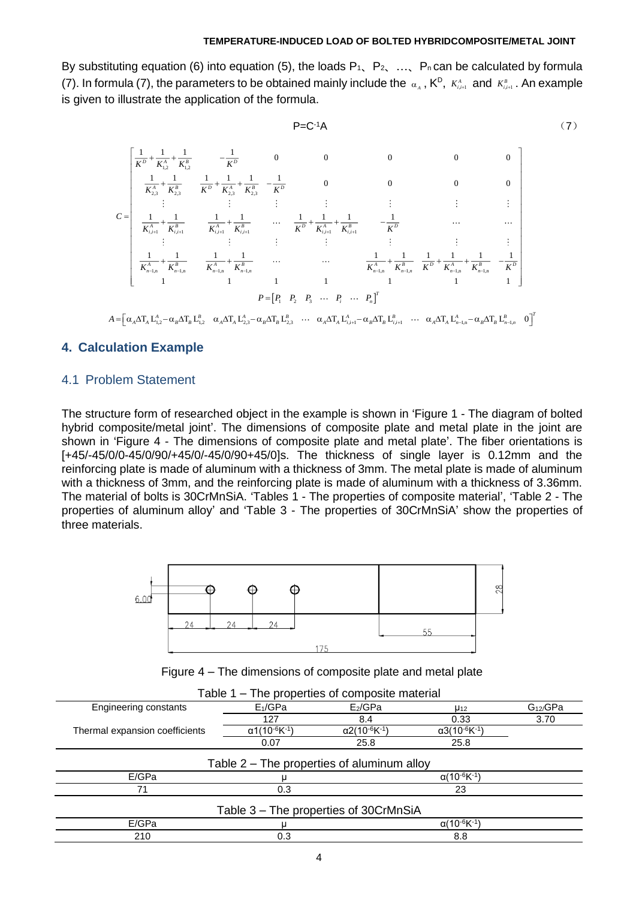By substituting equation (6) into equation (5), the loads $P_1$、$P_2$、…、$P_n$ can be calculated by formula (7). In formula (7), the parameters to be obtained mainly include the $\alpha_A$, $K^D$, $K^A_{i,i+1}$ and $K^B_{i,i+1}$. An example is given to illustrate the application of the formula.

$$P=C^{-1}A \tag{7}$$

$$C=\begin{bmatrix}
\frac{1}{K^D}+\frac{1}{K^A_{1,2}}+\frac{1}{K^B_{1,2}} & -\frac{1}{K^D} & 0 & 0 & 0 & 0 & 0 \\
\frac{1}{K^A_{2,3}}+\frac{1}{K^B_{2,3}} & \frac{1}{K^D}+\frac{1}{K^A_{2,3}}+\frac{1}{K^B_{2,3}} & -\frac{1}{K^D} & 0 & 0 & 0 & 0 \\
\vdots & \vdots & \vdots & \vdots & \vdots & \vdots & \vdots \\
\frac{1}{K^A_{i,i+1}}+\frac{1}{K^B_{i,i+1}} & \frac{1}{K^A_{i,i+1}}+\frac{1}{K^B_{i,i+1}} & \cdots & \frac{1}{K^D}+\frac{1}{K^A_{i,i+1}}+\frac{1}{K^B_{i,i+1}} & -\frac{1}{K^D} & \cdots & \cdots \\
\vdots & \vdots & \vdots & \vdots & \vdots & \vdots & \vdots \\
\frac{1}{K^A_{n-1,n}}+\frac{1}{K^B_{n-1,n}} & \frac{1}{K^A_{n-1,n}}+\frac{1}{K^B_{n-1,n}} & \cdots & \cdots & \frac{1}{K^A_{n-1,n}}+\frac{1}{K^B_{n-1,n}} & \frac{1}{K^D}+\frac{1}{K^A_{n-1,n}}+\frac{1}{K^B_{n-1,n}} & -\frac{1}{K^D} \\
1 & 1 & 1 & 1 & 1 & 1 & 1
\end{bmatrix}$$

$$P=\begin{bmatrix}P_1 & P_2 & P_3 & \cdots & P_i & \cdots & P_n\end{bmatrix}^T$$

$$A=\begin{bmatrix}\alpha_A\Delta T_A L^A_{1,2}-\alpha_B\Delta T_B L^B_{1,2} & \alpha_A\Delta T_A L^A_{2,3}-\alpha_B\Delta T_B L^B_{2,3} & \cdots & \alpha_A\Delta T_A L^A_{i,i+1}-\alpha_B\Delta T_B L^B_{i,i+1} & \cdots & \alpha_A\Delta T_A L^A_{n-1,n}-\alpha_B\Delta T_B L^B_{n-1,n} & 0\end{bmatrix}^T$$

## 4. Calculation Example

### 4.1 Problem Statement

The structure form of researched object in the example is shown in 'Figure 1 - The diagram of bolted hybrid composite/metal joint'. The dimensions of composite plate and metal plate in the joint are shown in 'Figure 4 - The dimensions of composite plate and metal plate'. The fiber orientations is [+45/-45/0/0-45/0/90/+45/0/-45/0/90+45/0]s. The thickness of single layer is 0.12mm and the reinforcing plate is made of aluminum with a thickness of 3mm. The metal plate is made of aluminum with a thickness of 3mm, and the reinforcing plate is made of aluminum with a thickness of 3.36mm. The material of bolts is 30CrMnSiA. 'Tables 1 - The properties of composite material', 'Table 2 - The properties of aluminum alloy' and 'Table 3 - The properties of 30CrMnSiA' show the properties of three materials.

6.00
24
24
24
55
175
28

Figure 4 – The dimensions of composite plate and metal plate

Table 1 – The properties of composite material

| Engineering constants | $E_1$/GPa | $E_2$/GPa | $\mu_{12}$ | $G_{12}$/GPa |
|---|---|---|---|---|
| | 127 | 8.4 | 0.33 | 3.70 |
| Thermal expansion coefficients | $\alpha 1(10^{-6}K^{-1})$ | $\alpha 2(10^{-6}K^{-1})$ | $\alpha 3(10^{-6}K^{-1})$ | |
| | 0.07 | 25.8 | 25.8 | |

Table 2 – The properties of aluminum alloy

| E/GPa | μ | $\alpha(10^{-6}K^{-1})$ |
|---|---|---|
| 71 | 0.3 | 23 |

Table 3 – The properties of 30CrMnSiA

| E/GPa | μ | $\alpha(10^{-6}K^{-1})$ |
|---|---|---|
| 210 | 0.3 | 8.8 |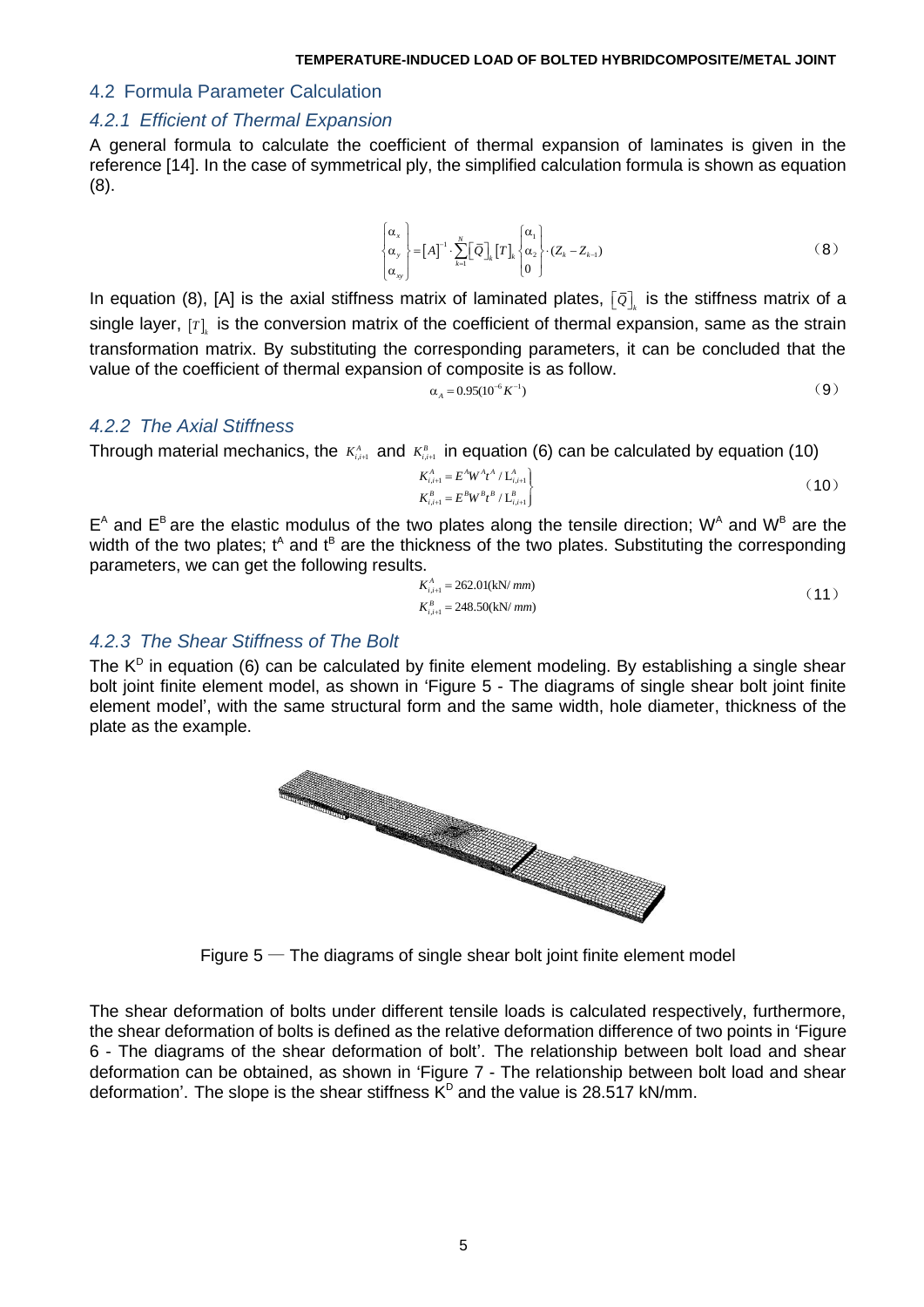## 4.2 Formula Parameter Calculation

### *4.2.1 Efficient of Thermal Expansion*

A general formula to calculate the coefficient of thermal expansion of laminates is given in the reference [14]. In the case of symmetrical ply, the simplified calculation formula is shown as equation (8).

$$\begin{Bmatrix} \alpha_x \\ \alpha_y \\ \alpha_{xy} \end{Bmatrix} = [A]^{-1} \cdot \sum_{k=1}^{N} [\bar{Q}]_k [T]_k \begin{Bmatrix} \alpha_1 \\ \alpha_2 \\ 0 \end{Bmatrix} \cdot (Z_k - Z_{k-1}) \tag{8}$$

In equation (8), [A] is the axial stiffness matrix of laminated plates, $[\bar{Q}]_k$ is the stiffness matrix of a single layer, $[T]_k$ is the conversion matrix of the coefficient of thermal expansion, same as the strain transformation matrix. By substituting the corresponding parameters, it can be concluded that the value of the coefficient of thermal expansion of composite is as follow.

$$\alpha_A = 0.95(10^{-6} K^{-1}) \tag{9}$$

### *4.2.2 The Axial Stiffness*

Through material mechanics, the $K_{i,i+1}^{A}$ and $K_{i,i+1}^{B}$ in equation (6) can be calculated by equation (10)

$$\left.\begin{aligned} K_{i,i+1}^{A} &= E^A W^A t^A / L_{i,i+1}^{A} \\ K_{i,i+1}^{B} &= E^B W^B t^B / L_{i,i+1}^{B} \end{aligned}\right\} \tag{10}$$

$E^A$ and $E^B$ are the elastic modulus of the two plates along the tensile direction; $W^A$ and $W^B$ are the width of the two plates; $t^A$ and $t^B$ are the thickness of the two plates. Substituting the corresponding parameters, we can get the following results.

$$\begin{aligned} K_{i,i+1}^{A} &= 262.01(\text{kN}/mm) \\ K_{i,i+1}^{B} &= 248.50(\text{kN}/mm) \end{aligned} \tag{11}$$

### *4.2.3 The Shear Stiffness of The Bolt*

The $K^D$ in equation (6) can be calculated by finite element modeling. By establishing a single shear bolt joint finite element model, as shown in 'Figure 5 - The diagrams of single shear bolt joint finite element model', with the same structural form and the same width, hole diameter, thickness of the plate as the example.

Figure 5 — The diagrams of single shear bolt joint finite element model

The shear deformation of bolts under different tensile loads is calculated respectively, furthermore, the shear deformation of bolts is defined as the relative deformation difference of two points in 'Figure 6 - The diagrams of the shear deformation of bolt'. The relationship between bolt load and shear deformation can be obtained, as shown in 'Figure 7 - The relationship between bolt load and shear deformation'. The slope is the shear stiffness $K^D$ and the value is 28.517 kN/mm.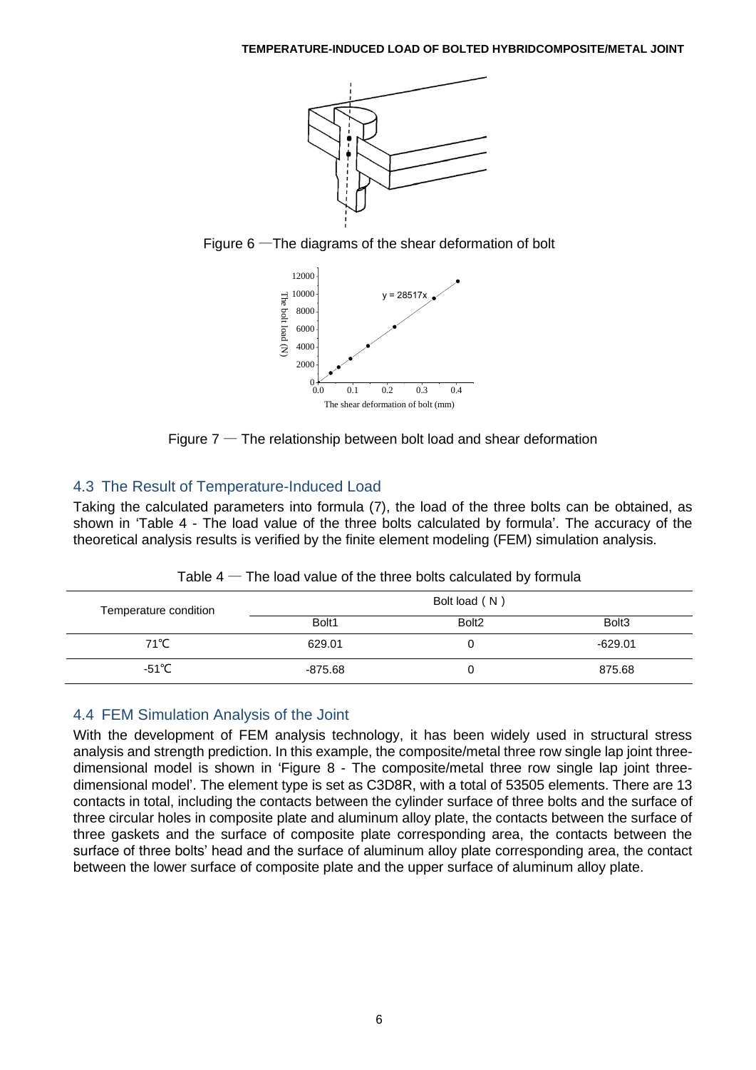Figure 6 —The diagrams of the shear deformation of bolt

12000
10000
8000
6000
4000
2000
0
The bolt load (N)
y = 28517x
0.0
0.1
0.2
0.3
0.4
The shear deformation of bolt (mm)

Figure 7 — The relationship between bolt load and shear deformation

## 4.3 The Result of Temperature-Induced Load

Taking the calculated parameters into formula (7), the load of the three bolts can be obtained, as shown in 'Table 4 - The load value of the three bolts calculated by formula'. The accuracy of the theoretical analysis results is verified by the finite element modeling (FEM) simulation analysis.

Table 4 — The load value of the three bolts calculated by formula

| Temperature condition | Bolt load ( N ) | | |
|---|---|---|---|
| | Bolt1 | Bolt2 | Bolt3 |
| 71℃ | 629.01 | 0 | -629.01 |
| -51℃ | -875.68 | 0 | 875.68 |

## 4.4 FEM Simulation Analysis of the Joint

With the development of FEM analysis technology, it has been widely used in structural stress analysis and strength prediction. In this example, the composite/metal three row single lap joint three-dimensional model is shown in 'Figure 8 - The composite/metal three row single lap joint three-dimensional model'. The element type is set as C3D8R, with a total of 53505 elements. There are 13 contacts in total, including the contacts between the cylinder surface of three bolts and the surface of three circular holes in composite plate and aluminum alloy plate, the contacts between the surface of three gaskets and the surface of composite plate corresponding area, the contacts between the surface of three bolts' head and the surface of aluminum alloy plate corresponding area, the contact between the lower surface of composite plate and the upper surface of aluminum alloy plate.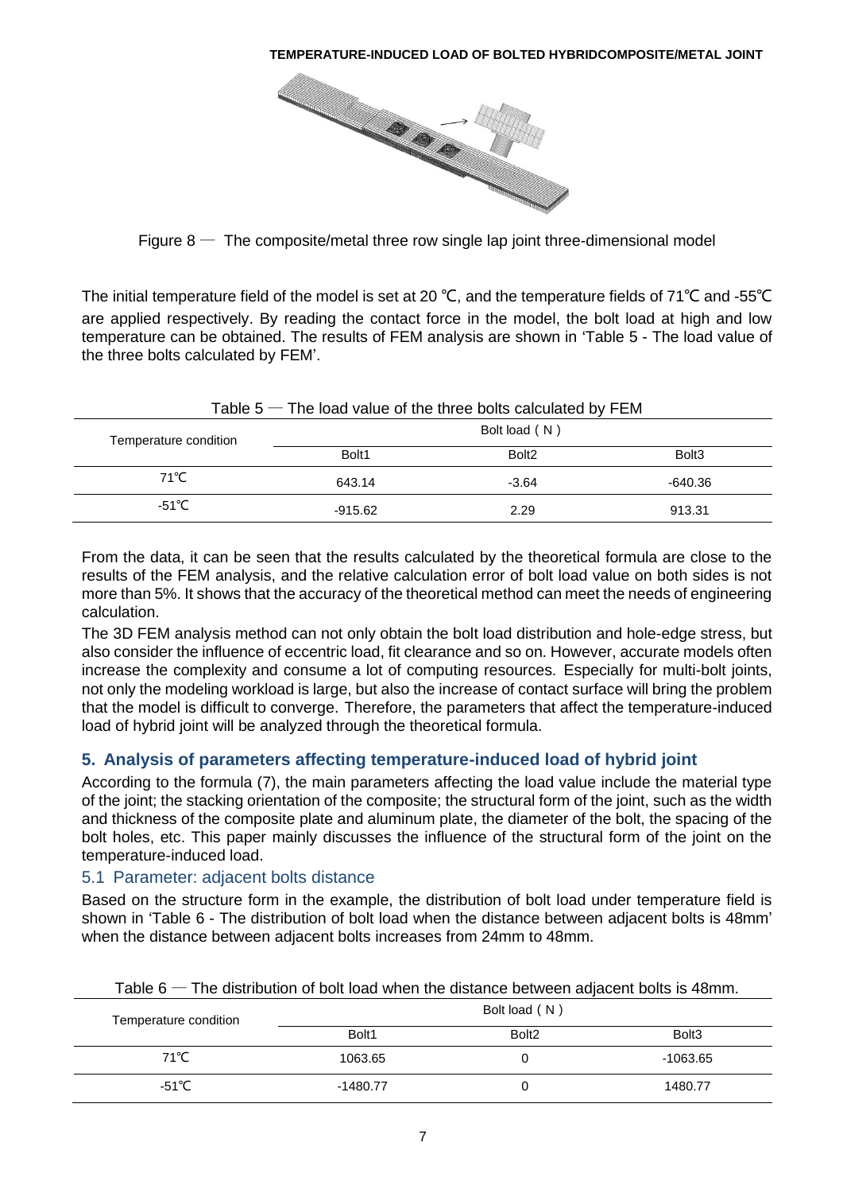Figure 8 — The composite/metal three row single lap joint three-dimensional model

The initial temperature field of the model is set at 20 ℃, and the temperature fields of 71℃ and -55℃ are applied respectively. By reading the contact force in the model, the bolt load at high and low temperature can be obtained. The results of FEM analysis are shown in 'Table 5 - The load value of the three bolts calculated by FEM'.

Table 5 — The load value of the three bolts calculated by FEM

| Temperature condition | Bolt load（N） | | |
|---|---|---|---|
| | Bolt1 | Bolt2 | Bolt3 |
| 71℃ | 643.14 | -3.64 | -640.36 |
| -51℃ | -915.62 | 2.29 | 913.31 |

From the data, it can be seen that the results calculated by the theoretical formula are close to the results of the FEM analysis, and the relative calculation error of bolt load value on both sides is not more than 5%. It shows that the accuracy of the theoretical method can meet the needs of engineering calculation.

The 3D FEM analysis method can not only obtain the bolt load distribution and hole-edge stress, but also consider the influence of eccentric load, fit clearance and so on. However, accurate models often increase the complexity and consume a lot of computing resources. Especially for multi-bolt joints, not only the modeling workload is large, but also the increase of contact surface will bring the problem that the model is difficult to converge. Therefore, the parameters that affect the temperature-induced load of hybrid joint will be analyzed through the theoretical formula.

## 5. Analysis of parameters affecting temperature-induced load of hybrid joint

According to the formula (7), the main parameters affecting the load value include the material type of the joint; the stacking orientation of the composite; the structural form of the joint, such as the width and thickness of the composite plate and aluminum plate, the diameter of the bolt, the spacing of the bolt holes, etc. This paper mainly discusses the influence of the structural form of the joint on the temperature-induced load.

### 5.1 Parameter: adjacent bolts distance

Based on the structure form in the example, the distribution of bolt load under temperature field is shown in 'Table 6 - The distribution of bolt load when the distance between adjacent bolts is 48mm' when the distance between adjacent bolts increases from 24mm to 48mm.

Table 6 — The distribution of bolt load when the distance between adjacent bolts is 48mm.

| Temperature condition | Bolt load（N） | | |
|---|---|---|---|
| | Bolt1 | Bolt2 | Bolt3 |
| 71℃ | 1063.65 | 0 | -1063.65 |
| -51℃ | -1480.77 | 0 | 1480.77 |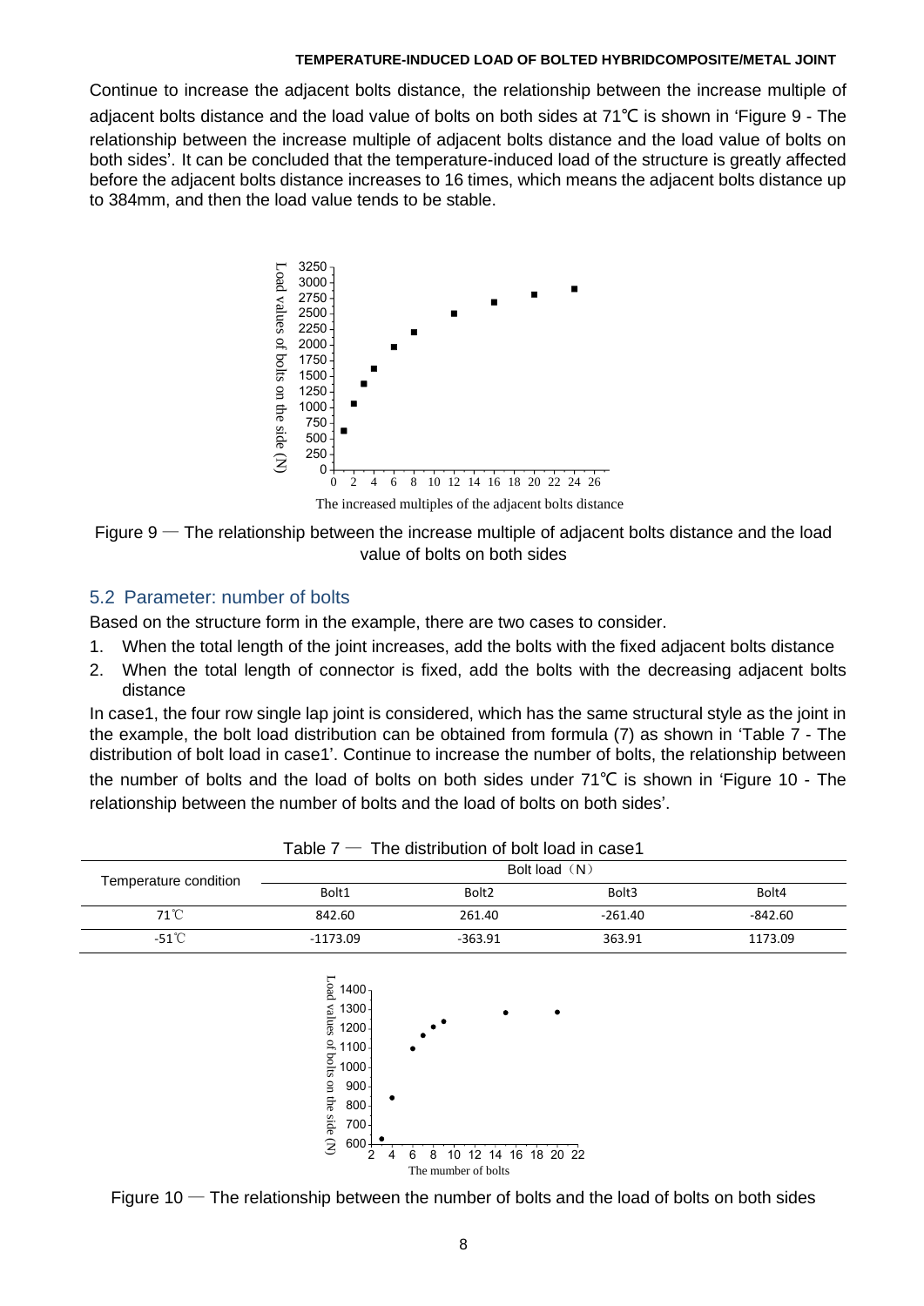Continue to increase the adjacent bolts distance, the relationship between the increase multiple of adjacent bolts distance and the load value of bolts on both sides at 71℃ is shown in 'Figure 9 - The relationship between the increase multiple of adjacent bolts distance and the load value of bolts on both sides'. It can be concluded that the temperature-induced load of the structure is greatly affected before the adjacent bolts distance increases to 16 times, which means the adjacent bolts distance up to 384mm, and then the load value tends to be stable.

Load values of bolts on the side (N)

3250
3000
2750
2500
2250
2000
1750
1500
1250
1000
750
500
250
0

0 2 4 6 8 10 12 14 16 18 20 22 24 26

The increased multiples of the adjacent bolts distance

Figure 9 — The relationship between the increase multiple of adjacent bolts distance and the load value of bolts on both sides

## 5.2 Parameter: number of bolts

Based on the structure form in the example, there are two cases to consider.

1. When the total length of the joint increases, add the bolts with the fixed adjacent bolts distance
2. When the total length of connector is fixed, add the bolts with the decreasing adjacent bolts distance

In case1, the four row single lap joint is considered, which has the same structural style as the joint in the example, the bolt load distribution can be obtained from formula (7) as shown in 'Table 7 - The distribution of bolt load in case1'. Continue to increase the number of bolts, the relationship between the number of bolts and the load of bolts on both sides under 71℃ is shown in 'Figure 10 - The relationship between the number of bolts and the load of bolts on both sides'.

Table 7 — The distribution of bolt load in case1

| Temperature condition | Bolt load（N） | | | |
|---|---|---|---|---|
| | Bolt1 | Bolt2 | Bolt3 | Bolt4 |
| 71℃ | 842.60 | 261.40 | -261.40 | -842.60 |
| -51℃ | -1173.09 | -363.91 | 363.91 | 1173.09 |

Load values of bolts on the side (N)

1400
1300
1200
1100
1000
900
800
700
600

2 4 6 8 10 12 14 16 18 20 22

The number of bolts

Figure 10 — The relationship between the number of bolts and the load of bolts on both sides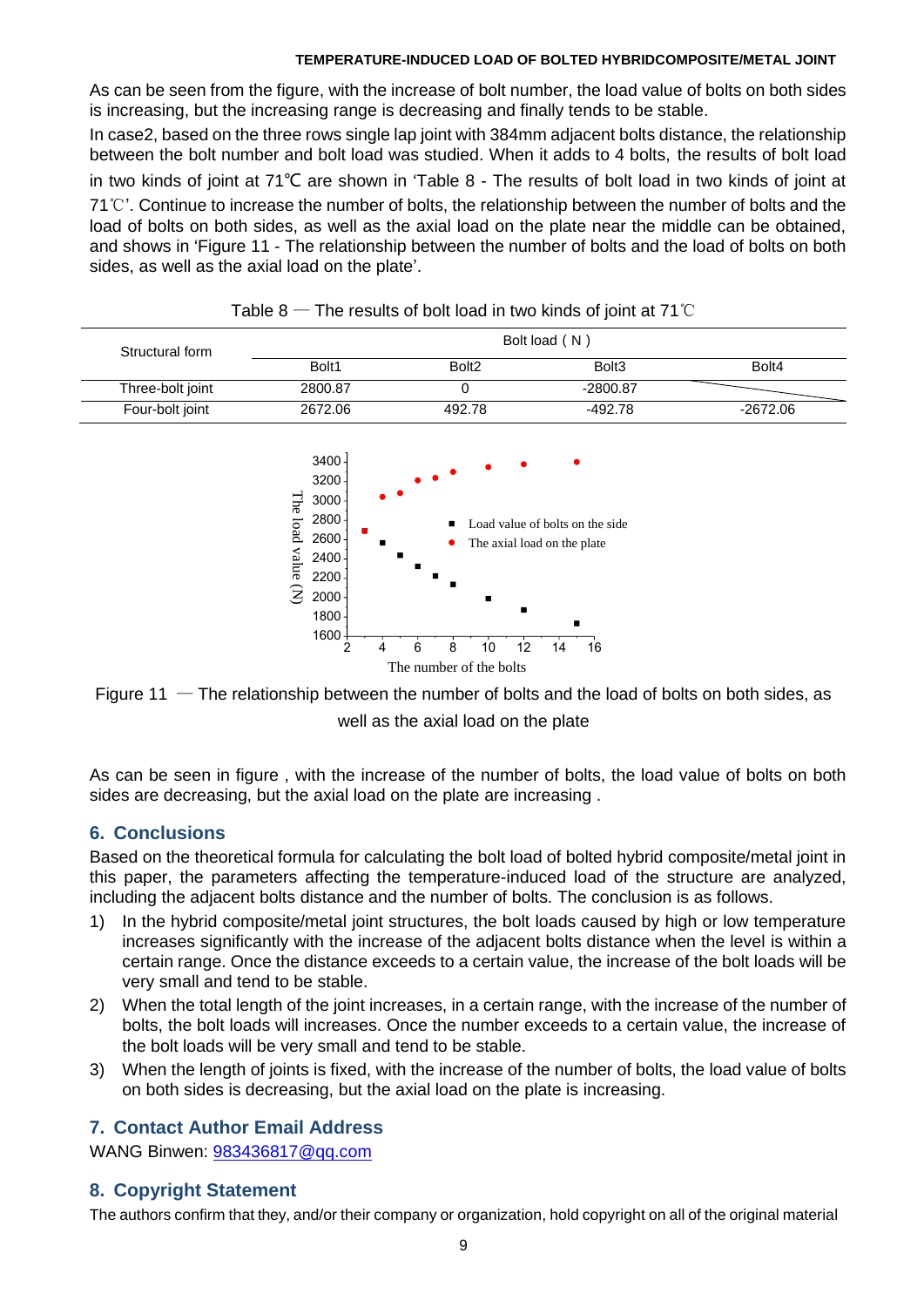As can be seen from the figure, with the increase of bolt number, the load value of bolts on both sides is increasing, but the increasing range is decreasing and finally tends to be stable.

In case2, based on the three rows single lap joint with 384mm adjacent bolts distance, the relationship between the bolt number and bolt load was studied. When it adds to 4 bolts, the results of bolt load in two kinds of joint at 71℃ are shown in 'Table 8 - The results of bolt load in two kinds of joint at 71℃'. Continue to increase the number of bolts, the relationship between the number of bolts and the load of bolts on both sides, as well as the axial load on the plate near the middle can be obtained, and shows in 'Figure 11 - The relationship between the number of bolts and the load of bolts on both sides, as well as the axial load on the plate'.

Table 8 — The results of bolt load in two kinds of joint at 71℃

| Structural form | Bolt load ( N ) | | | |
|---|---|---|---|---|
| | Bolt1 | Bolt2 | Bolt3 | Bolt4 |
| Three-bolt joint | 2800.87 | 0 | -2800.87 | |
| Four-bolt joint | 2672.06 | 492.78 | -492.78 | -2672.06 |

Figure 11 — The relationship between the number of bolts and the load of bolts on both sides, as well as the axial load on the plate

As can be seen in figure , with the increase of the number of bolts, the load value of bolts on both sides are decreasing, but the axial load on the plate are increasing .

## 6. Conclusions

Based on the theoretical formula for calculating the bolt load of bolted hybrid composite/metal joint in this paper, the parameters affecting the temperature-induced load of the structure are analyzed, including the adjacent bolts distance and the number of bolts. The conclusion is as follows.

1) In the hybrid composite/metal joint structures, the bolt loads caused by high or low temperature increases significantly with the increase of the adjacent bolts distance when the level is within a certain range. Once the distance exceeds to a certain value, the increase of the bolt loads will be very small and tend to be stable.
2) When the total length of the joint increases, in a certain range, with the increase of the number of bolts, the bolt loads will increases. Once the number exceeds to a certain value, the increase of the bolt loads will be very small and tend to be stable.
3) When the length of joints is fixed, with the increase of the number of bolts, the load value of bolts on both sides is decreasing, but the axial load on the plate is increasing.

## 7. Contact Author Email Address

WANG Binwen: 983436817@qq.com

## 8. Copyright Statement

The authors confirm that they, and/or their company or organization, hold copyright on all of the original material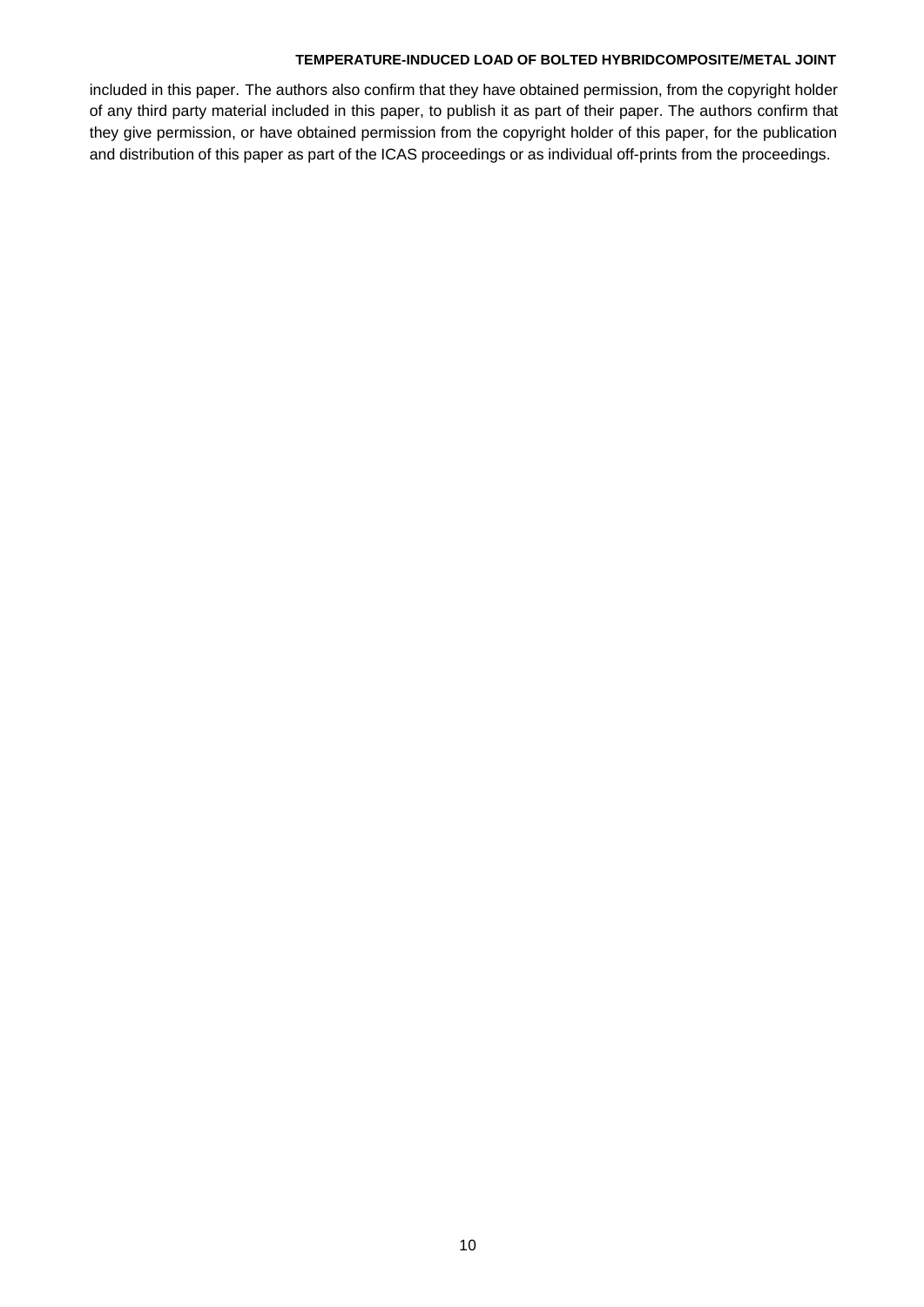included in this paper. The authors also confirm that they have obtained permission, from the copyright holder of any third party material included in this paper, to publish it as part of their paper. The authors confirm that they give permission, or have obtained permission from the copyright holder of this paper, for the publication and distribution of this paper as part of the ICAS proceedings or as individual off-prints from the proceedings.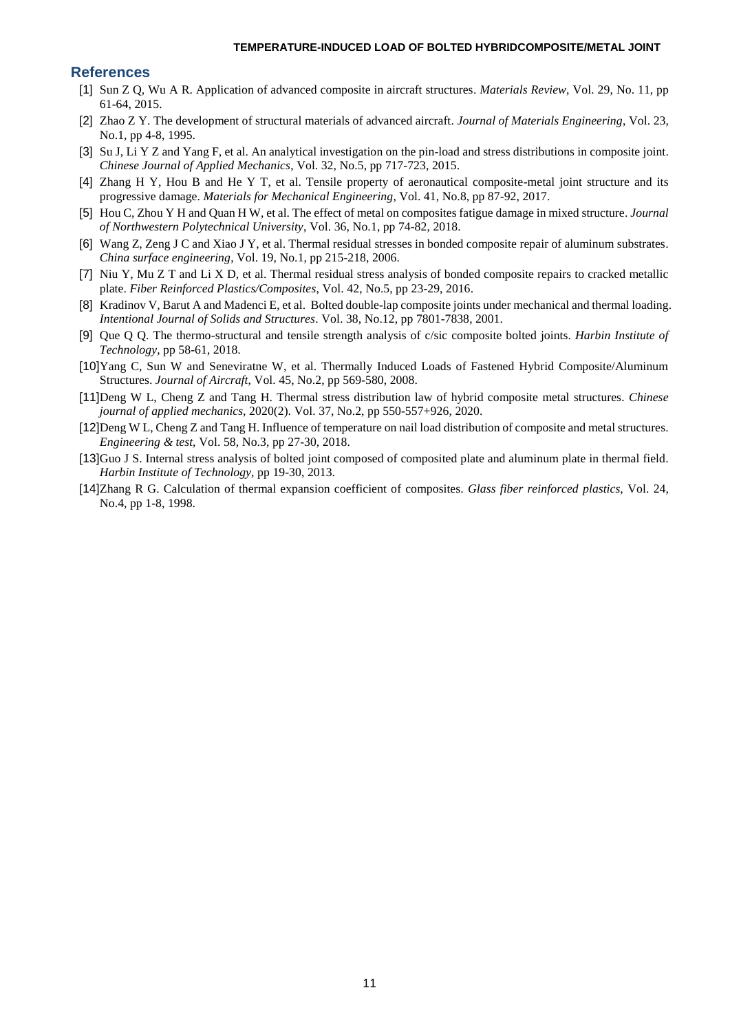## References

[1] Sun Z Q, Wu A R. Application of advanced composite in aircraft structures. *Materials Review*, Vol. 29, No. 11, pp 61-64, 2015.

[2] Zhao Z Y. The development of structural materials of advanced aircraft. *Journal of Materials Engineering*, Vol. 23, No.1, pp 4-8, 1995.

[3] Su J, Li Y Z and Yang F, et al. An analytical investigation on the pin-load and stress distributions in composite joint. *Chinese Journal of Applied Mechanics*, Vol. 32, No.5, pp 717-723, 2015.

[4] Zhang H Y, Hou B and He Y T, et al. Tensile property of aeronautical composite-metal joint structure and its progressive damage. *Materials for Mechanical Engineering*, Vol. 41, No.8, pp 87-92, 2017.

[5] Hou C, Zhou Y H and Quan H W, et al. The effect of metal on composites fatigue damage in mixed structure. *Journal of Northwestern Polytechnical University*, Vol. 36, No.1, pp 74-82, 2018.

[6] Wang Z, Zeng J C and Xiao J Y, et al. Thermal residual stresses in bonded composite repair of aluminum substrates. *China surface engineering*, Vol. 19, No.1, pp 215-218, 2006.

[7] Niu Y, Mu Z T and Li X D, et al. Thermal residual stress analysis of bonded composite repairs to cracked metallic plate. *Fiber Reinforced Plastics/Composites*, Vol. 42, No.5, pp 23-29, 2016.

[8] Kradinov V, Barut A and Madenci E, et al. Bolted double-lap composite joints under mechanical and thermal loading. *Intentional Journal of Solids and Structures*. Vol. 38, No.12, pp 7801-7838, 2001.

[9] Que Q Q. The thermo-structural and tensile strength analysis of c/sic composite bolted joints. *Harbin Institute of Technology*, pp 58-61, 2018.

[10] Yang C, Sun W and Seneviratne W, et al. Thermally Induced Loads of Fastened Hybrid Composite/Aluminum Structures. *Journal of Aircraft*, Vol. 45, No.2, pp 569-580, 2008.

[11] Deng W L, Cheng Z and Tang H. Thermal stress distribution law of hybrid composite metal structures. *Chinese journal of applied mechanics*, 2020(2). Vol. 37, No.2, pp 550-557+926, 2020.

[12] Deng W L, Cheng Z and Tang H. Influence of temperature on nail load distribution of composite and metal structures. *Engineering & test*, Vol. 58, No.3, pp 27-30, 2018.

[13] Guo J S. Internal stress analysis of bolted joint composed of composited plate and aluminum plate in thermal field. *Harbin Institute of Technology*, pp 19-30, 2013.

[14] Zhang R G. Calculation of thermal expansion coefficient of composites. *Glass fiber reinforced plastics*, Vol. 24, No.4, pp 1-8, 1998.